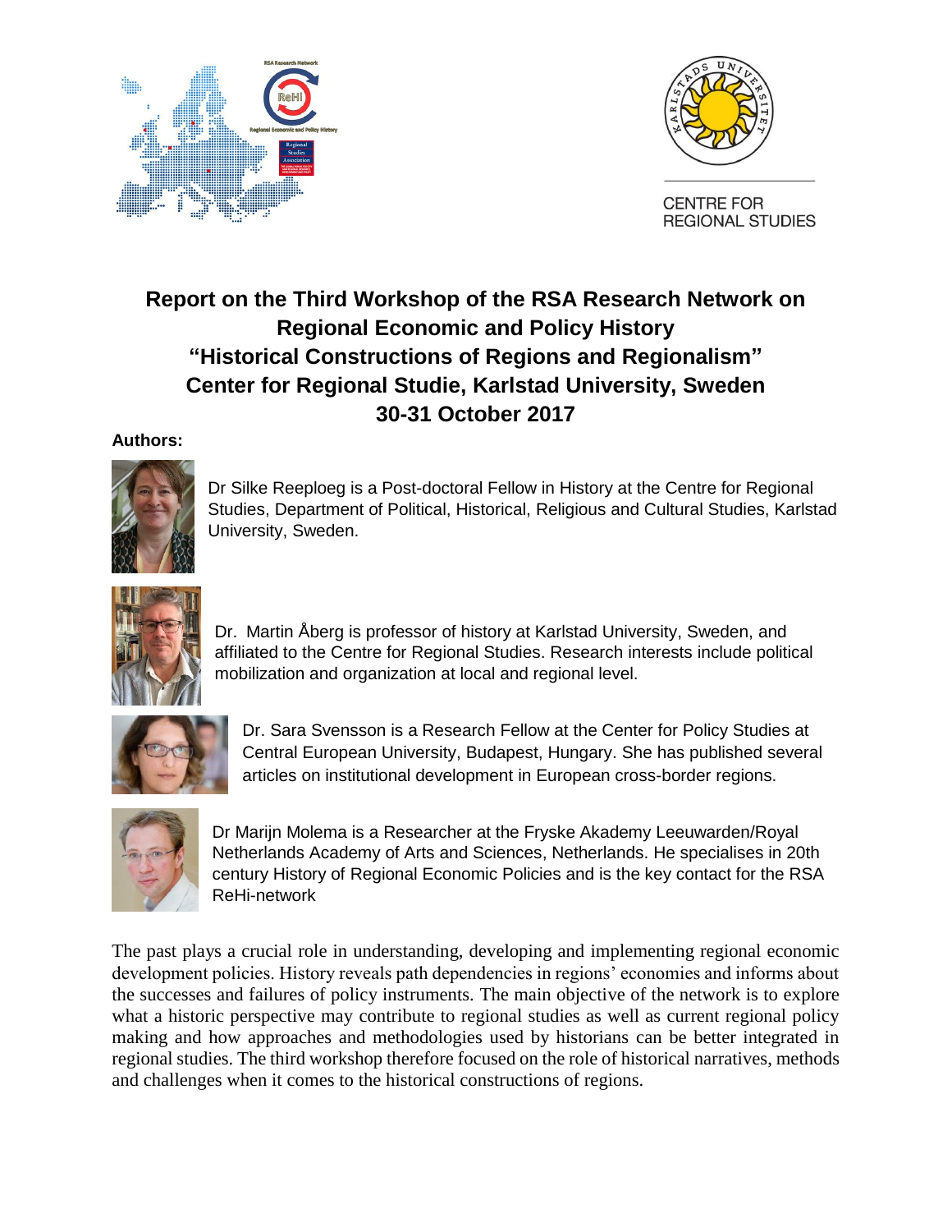CENTRE FOR REGIONAL STUDIES

# Report on the Third Workshop of the RSA Research Network on Regional Economic and Policy History "Historical Constructions of Regions and Regionalism" Center for Regional Studie, Karlstad University, Sweden 30-31 October 2017

**Authors:**

Dr Silke Reeploeg is a Post-doctoral Fellow in History at the Centre for Regional Studies, Department of Political, Historical, Religious and Cultural Studies, Karlstad University, Sweden.

Dr. Martin Åberg is professor of history at Karlstad University, Sweden, and affiliated to the Centre for Regional Studies. Research interests include political mobilization and organization at local and regional level.

Dr. Sara Svensson is a Research Fellow at the Center for Policy Studies at Central European University, Budapest, Hungary. She has published several articles on institutional development in European cross-border regions.

Dr Marijn Molema is a Researcher at the Fryske Akademy Leeuwarden/Royal Netherlands Academy of Arts and Sciences, Netherlands. He specialises in 20th century History of Regional Economic Policies and is the key contact for the RSA ReHi-network

The past plays a crucial role in understanding, developing and implementing regional economic development policies. History reveals path dependencies in regions' economies and informs about the successes and failures of policy instruments. The main objective of the network is to explore what a historic perspective may contribute to regional studies as well as current regional policy making and how approaches and methodologies used by historians can be better integrated in regional studies. The third workshop therefore focused on the role of historical narratives, methods and challenges when it comes to the historical constructions of regions.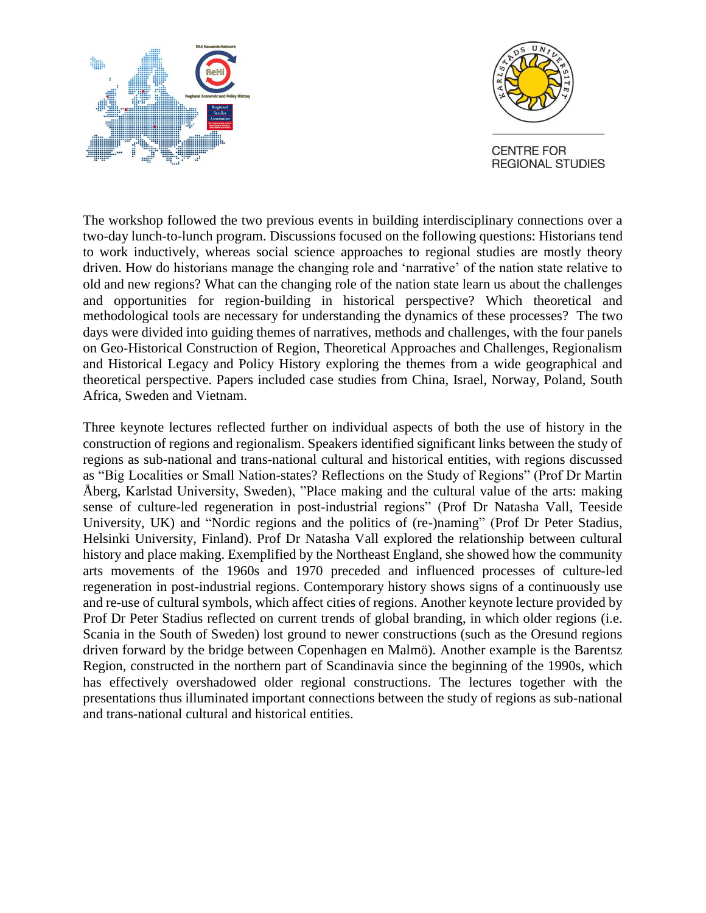The workshop followed the two previous events in building interdisciplinary connections over a two-day lunch-to-lunch program. Discussions focused on the following questions: Historians tend to work inductively, whereas social science approaches to regional studies are mostly theory driven. How do historians manage the changing role and 'narrative' of the nation state relative to old and new regions? What can the changing role of the nation state learn us about the challenges and opportunities for region-building in historical perspective? Which theoretical and methodological tools are necessary for understanding the dynamics of these processes? The two days were divided into guiding themes of narratives, methods and challenges, with the four panels on Geo-Historical Construction of Region, Theoretical Approaches and Challenges, Regionalism and Historical Legacy and Policy History exploring the themes from a wide geographical and theoretical perspective. Papers included case studies from China, Israel, Norway, Poland, South Africa, Sweden and Vietnam.

Three keynote lectures reflected further on individual aspects of both the use of history in the construction of regions and regionalism. Speakers identified significant links between the study of regions as sub-national and trans-national cultural and historical entities, with regions discussed as "Big Localities or Small Nation-states? Reflections on the Study of Regions" (Prof Dr Martin Åberg, Karlstad University, Sweden), "Place making and the cultural value of the arts: making sense of culture-led regeneration in post-industrial regions" (Prof Dr Natasha Vall, Teeside University, UK) and "Nordic regions and the politics of (re-)naming" (Prof Dr Peter Stadius, Helsinki University, Finland). Prof Dr Natasha Vall explored the relationship between cultural history and place making. Exemplified by the Northeast England, she showed how the community arts movements of the 1960s and 1970 preceded and influenced processes of culture-led regeneration in post-industrial regions. Contemporary history shows signs of a continuously use and re-use of cultural symbols, which affect cities of regions. Another keynote lecture provided by Prof Dr Peter Stadius reflected on current trends of global branding, in which older regions (i.e. Scania in the South of Sweden) lost ground to newer constructions (such as the Oresund regions driven forward by the bridge between Copenhagen en Malmö). Another example is the Barentsz Region, constructed in the northern part of Scandinavia since the beginning of the 1990s, which has effectively overshadowed older regional constructions. The lectures together with the presentations thus illuminated important connections between the study of regions as sub-national and trans-national cultural and historical entities.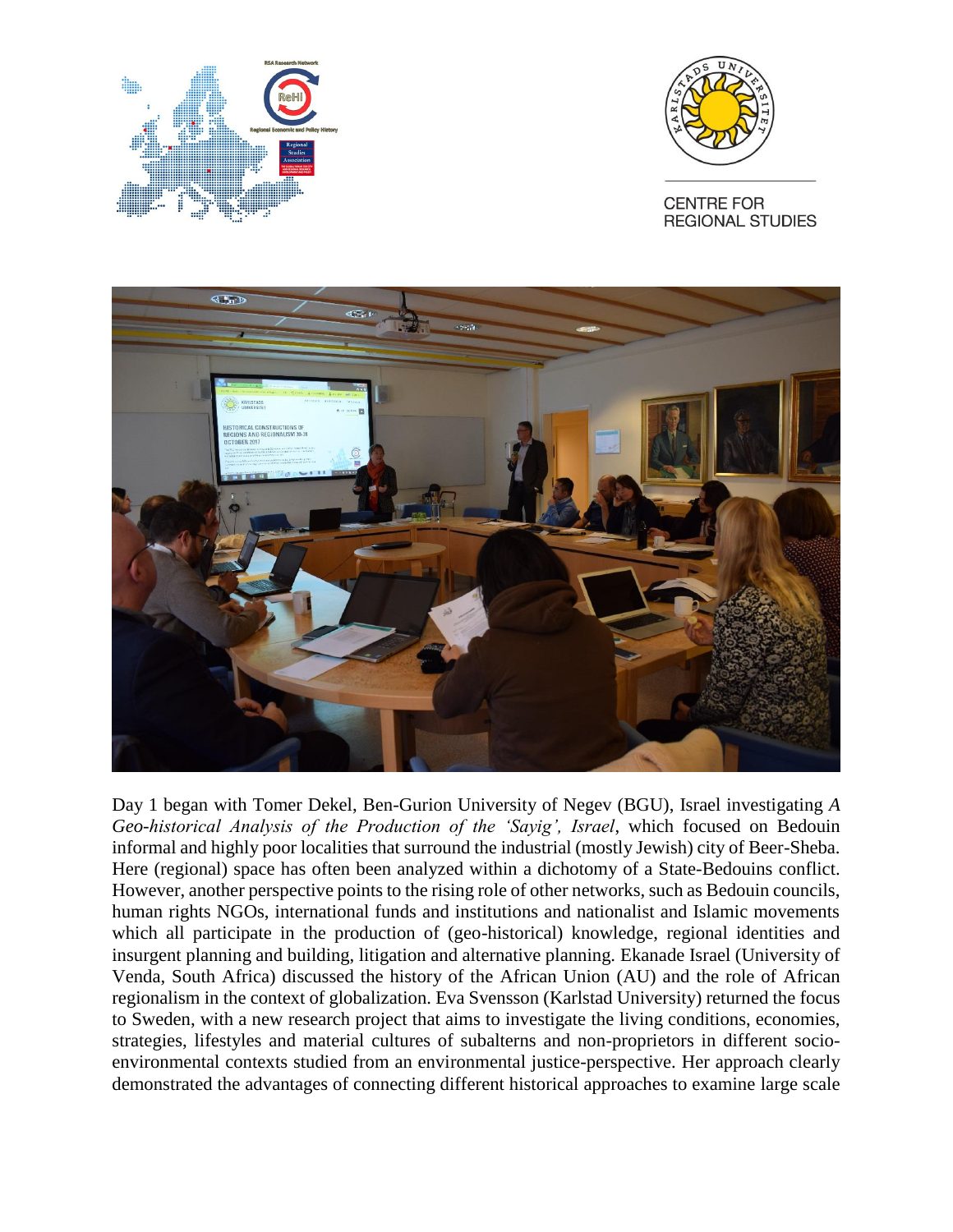Day 1 began with Tomer Dekel, Ben-Gurion University of Negev (BGU), Israel investigating *A Geo-historical Analysis of the Production of the 'Sayig', Israel*, which focused on Bedouin informal and highly poor localities that surround the industrial (mostly Jewish) city of Beer-Sheba. Here (regional) space has often been analyzed within a dichotomy of a State-Bedouins conflict. However, another perspective points to the rising role of other networks, such as Bedouin councils, human rights NGOs, international funds and institutions and nationalist and Islamic movements which all participate in the production of (geo-historical) knowledge, regional identities and insurgent planning and building, litigation and alternative planning. Ekanade Israel (University of Venda, South Africa) discussed the history of the African Union (AU) and the role of African regionalism in the context of globalization. Eva Svensson (Karlstad University) returned the focus to Sweden, with a new research project that aims to investigate the living conditions, economies, strategies, lifestyles and material cultures of subalterns and non-proprietors in different socio-environmental contexts studied from an environmental justice-perspective. Her approach clearly demonstrated the advantages of connecting different historical approaches to examine large scale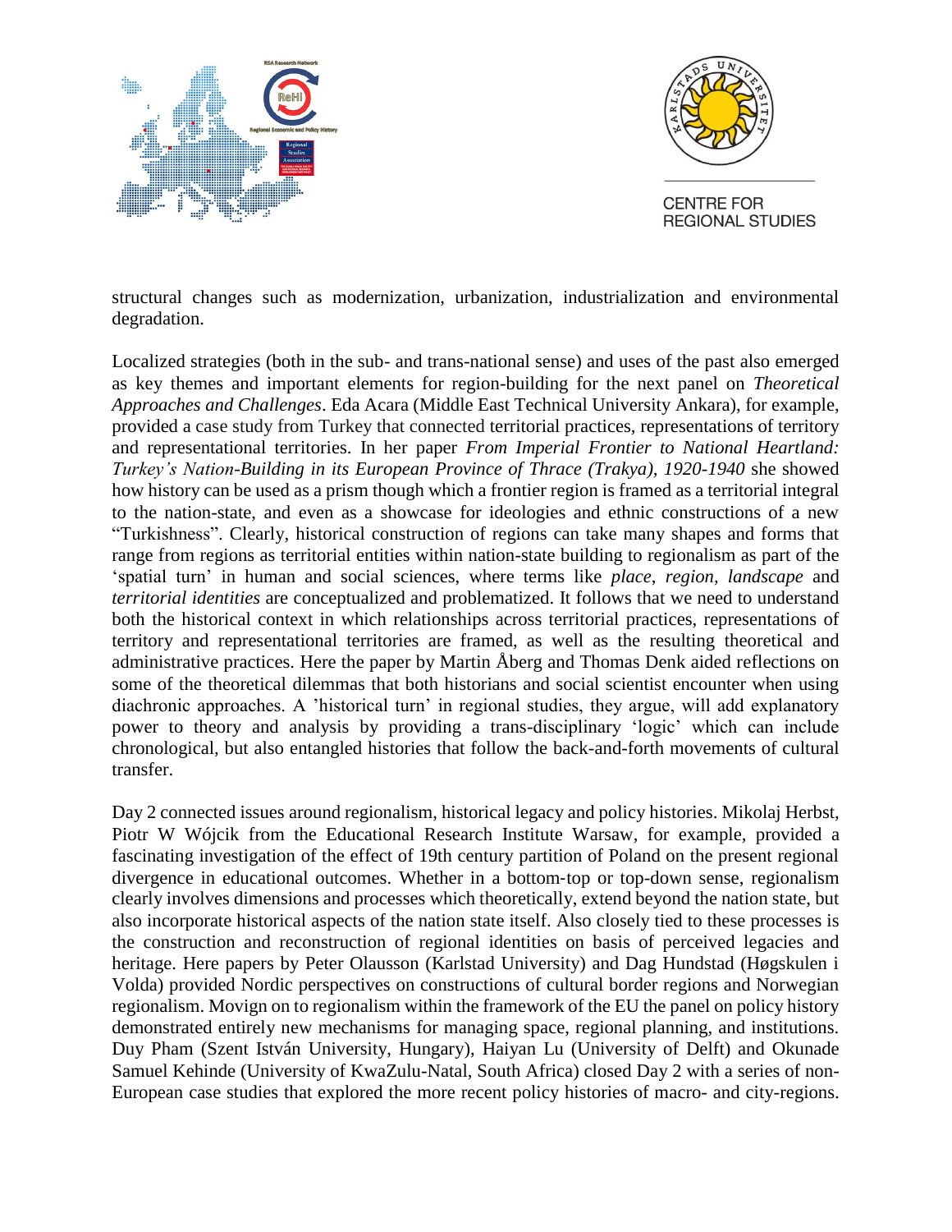structural changes such as modernization, urbanization, industrialization and environmental degradation.

Localized strategies (both in the sub- and trans-national sense) and uses of the past also emerged as key themes and important elements for region-building for the next panel on *Theoretical Approaches and Challenges*. Eda Acara (Middle East Technical University Ankara), for example, provided a case study from Turkey that connected territorial practices, representations of territory and representational territories. In her paper *From Imperial Frontier to National Heartland: Turkey's Nation-Building in its European Province of Thrace (Trakya), 1920-1940* she showed how history can be used as a prism though which a frontier region is framed as a territorial integral to the nation-state, and even as a showcase for ideologies and ethnic constructions of a new "Turkishness". Clearly, historical construction of regions can take many shapes and forms that range from regions as territorial entities within nation-state building to regionalism as part of the 'spatial turn' in human and social sciences, where terms like *place*, *region*, *landscape* and *territorial identities* are conceptualized and problematized. It follows that we need to understand both the historical context in which relationships across territorial practices, representations of territory and representational territories are framed, as well as the resulting theoretical and administrative practices. Here the paper by Martin Åberg and Thomas Denk aided reflections on some of the theoretical dilemmas that both historians and social scientist encounter when using diachronic approaches. A 'historical turn' in regional studies, they argue, will add explanatory power to theory and analysis by providing a trans-disciplinary 'logic' which can include chronological, but also entangled histories that follow the back-and-forth movements of cultural transfer.

Day 2 connected issues around regionalism, historical legacy and policy histories. Mikolaj Herbst, Piotr W Wójcik from the Educational Research Institute Warsaw, for example, provided a fascinating investigation of the effect of 19th century partition of Poland on the present regional divergence in educational outcomes. Whether in a bottom-top or top-down sense, regionalism clearly involves dimensions and processes which theoretically, extend beyond the nation state, but also incorporate historical aspects of the nation state itself. Also closely tied to these processes is the construction and reconstruction of regional identities on basis of perceived legacies and heritage. Here papers by Peter Olausson (Karlstad University) and Dag Hundstad (Høgskulen i Volda) provided Nordic perspectives on constructions of cultural border regions and Norwegian regionalism. Movign on to regionalism within the framework of the EU the panel on policy history demonstrated entirely new mechanisms for managing space, regional planning, and institutions. Duy Pham (Szent István University, Hungary), Haiyan Lu (University of Delft) and Okunade Samuel Kehinde (University of KwaZulu-Natal, South Africa) closed Day 2 with a series of non-European case studies that explored the more recent policy histories of macro- and city-regions.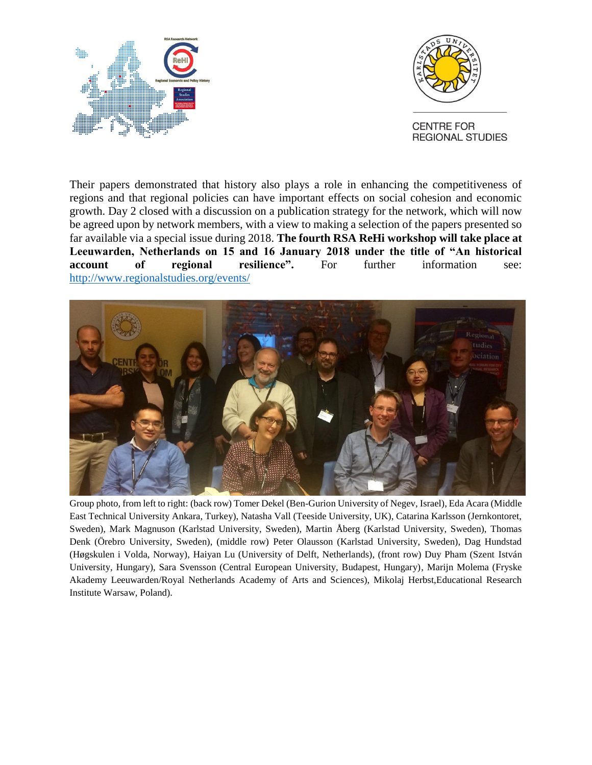Their papers demonstrated that history also plays a role in enhancing the competitiveness of regions and that regional policies can have important effects on social cohesion and economic growth. Day 2 closed with a discussion on a publication strategy for the network, which will now be agreed upon by network members, with a view to making a selection of the papers presented so far available via a special issue during 2018. **The fourth RSA ReHi workshop will take place at Leeuwarden, Netherlands on 15 and 16 January 2018 under the title of "An historical account of regional resilience".** For further information see: http://www.regionalstudies.org/events/

Group photo, from left to right: (back row) Tomer Dekel (Ben-Gurion University of Negev, Israel), Eda Acara (Middle East Technical University Ankara, Turkey), Natasha Vall (Teeside University, UK), Catarina Karlsson (Jernkontoret, Sweden), Mark Magnuson (Karlstad University, Sweden), Martin Åberg (Karlstad University, Sweden), Thomas Denk (Örebro University, Sweden), (middle row) Peter Olausson (Karlstad University, Sweden), Dag Hundstad (Høgskulen i Volda, Norway), Haiyan Lu (University of Delft, Netherlands), (front row) Duy Pham (Szent István University, Hungary), Sara Svensson (Central European University, Budapest, Hungary), Marijn Molema (Fryske Akademy Leeuwarden/Royal Netherlands Academy of Arts and Sciences), Mikolaj Herbst,Educational Research Institute Warsaw, Poland).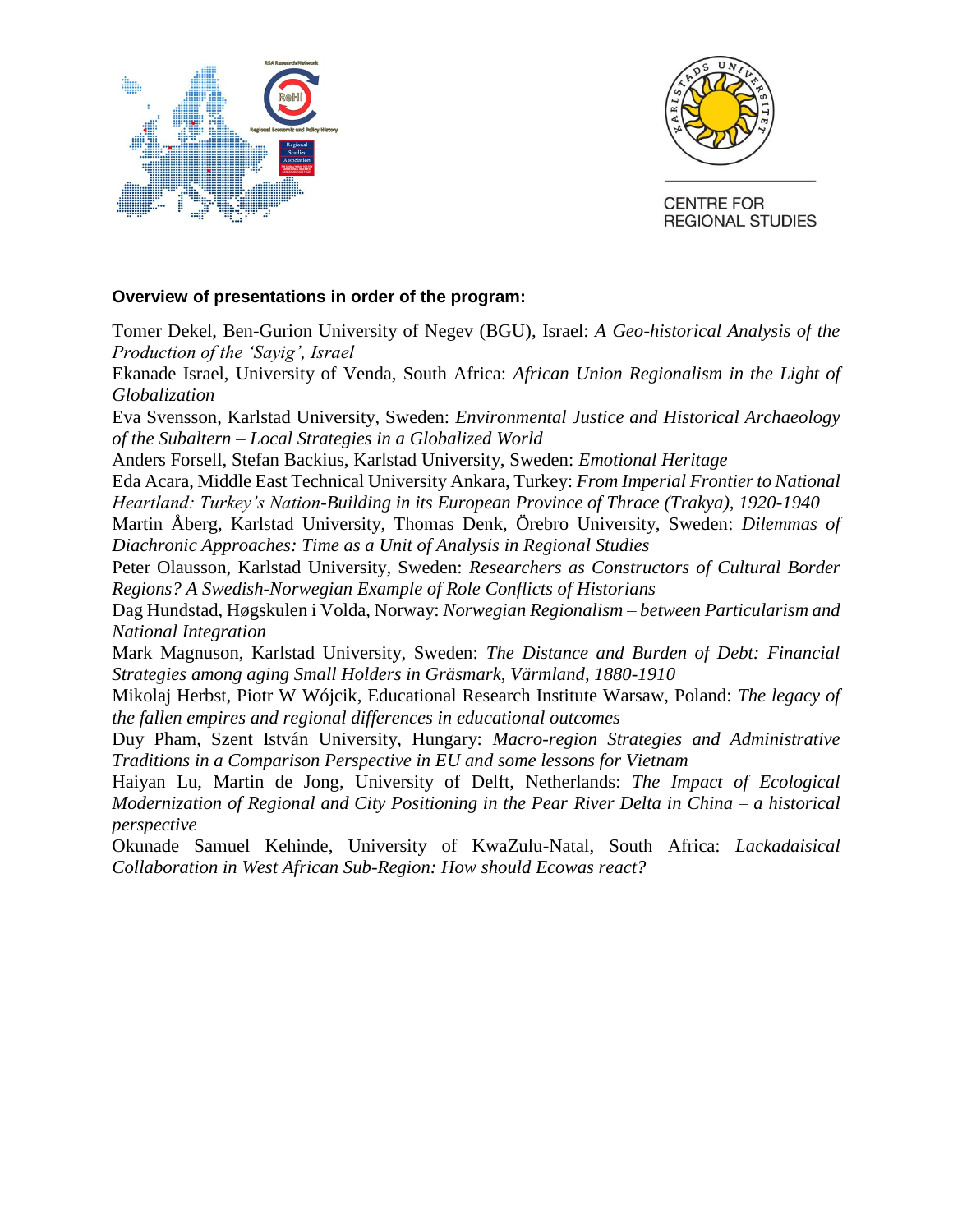**Overview of presentations in order of the program:**

Tomer Dekel, Ben-Gurion University of Negev (BGU), Israel: *A Geo-historical Analysis of the Production of the 'Sayig', Israel*

Ekanade Israel, University of Venda, South Africa: *African Union Regionalism in the Light of Globalization*

Eva Svensson, Karlstad University, Sweden: *Environmental Justice and Historical Archaeology of the Subaltern – Local Strategies in a Globalized World*

Anders Forsell, Stefan Backius, Karlstad University, Sweden: *Emotional Heritage*

Eda Acara, Middle East Technical University Ankara, Turkey: *From Imperial Frontier to National Heartland: Turkey's Nation-Building in its European Province of Thrace (Trakya), 1920-1940*

Martin Åberg, Karlstad University, Thomas Denk, Örebro University, Sweden: *Dilemmas of Diachronic Approaches: Time as a Unit of Analysis in Regional Studies*

Peter Olausson, Karlstad University, Sweden: *Researchers as Constructors of Cultural Border Regions? A Swedish-Norwegian Example of Role Conflicts of Historians*

Dag Hundstad, Høgskulen i Volda, Norway: *Norwegian Regionalism – between Particularism and National Integration*

Mark Magnuson, Karlstad University, Sweden: *The Distance and Burden of Debt: Financial Strategies among aging Small Holders in Gräsmark, Värmland, 1880-1910*

Mikolaj Herbst, Piotr W Wójcik, Educational Research Institute Warsaw, Poland: *The legacy of the fallen empires and regional differences in educational outcomes*

Duy Pham, Szent István University, Hungary: *Macro-region Strategies and Administrative Traditions in a Comparison Perspective in EU and some lessons for Vietnam*

Haiyan Lu, Martin de Jong, University of Delft, Netherlands: *The Impact of Ecological Modernization of Regional and City Positioning in the Pear River Delta in China – a historical perspective*

Okunade Samuel Kehinde, University of KwaZulu-Natal, South Africa: *Lackadaisical Collaboration in West African Sub-Region: How should Ecowas react?*